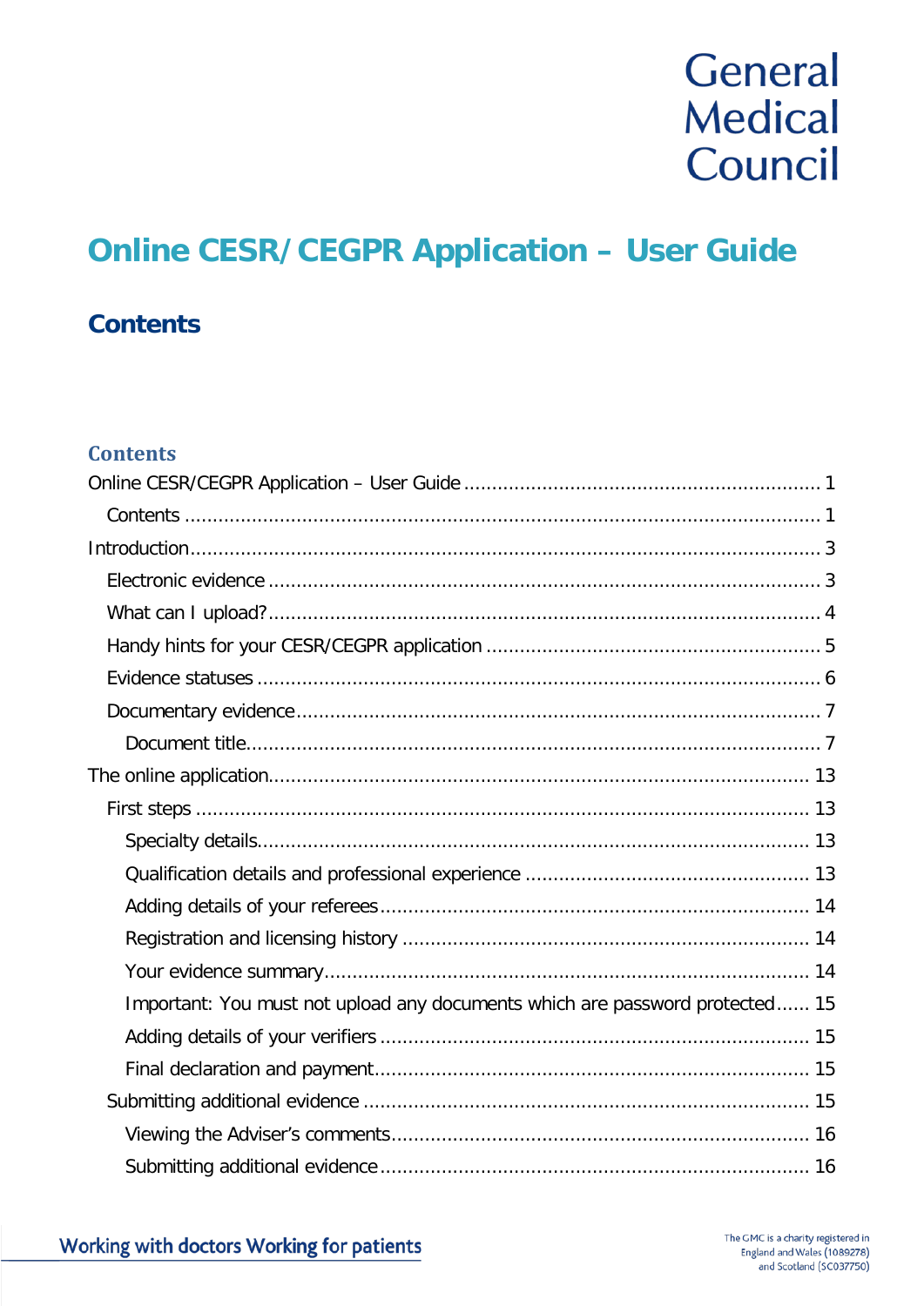General Medical Council

# Online CESR/CEGPR Application – User Guide

## Contents

### Contents

Online CESR/CEGPR Application – User Guide ............................................................... 1
- Contents ................................................................................................................. 1

Introduction ................................................................................................................. 3
- Electronic evidence .................................................................................................. 3
- What can I upload? .................................................................................................. 4
- Handy hints for your CESR/CEGPR application ........................................................... 5
- Evidence statuses .................................................................................................... 6
- Documentary evidence ............................................................................................. 7
  - Document title ..................................................................................................... 7

The online application ................................................................................................ 13
- First steps ............................................................................................................. 13
  - Specialty details .................................................................................................. 13
  - Qualification details and professional experience .................................................. 13
  - Adding details of your referees ............................................................................ 14
  - Registration and licensing history ........................................................................ 14
  - Your evidence summary ...................................................................................... 14
  - Important: You must not upload any documents which are password protected ...... 15
  - Adding details of your verifiers ............................................................................ 15
  - Final declaration and payment ............................................................................. 15
- Submitting additional evidence ............................................................................... 15
  - Viewing the Adviser's comments .......................................................................... 16
  - Submitting additional evidence ............................................................................ 16

Working with doctors Working for patients

The GMC is a charity registered in England and Wales (1089278) and Scotland (SC037750)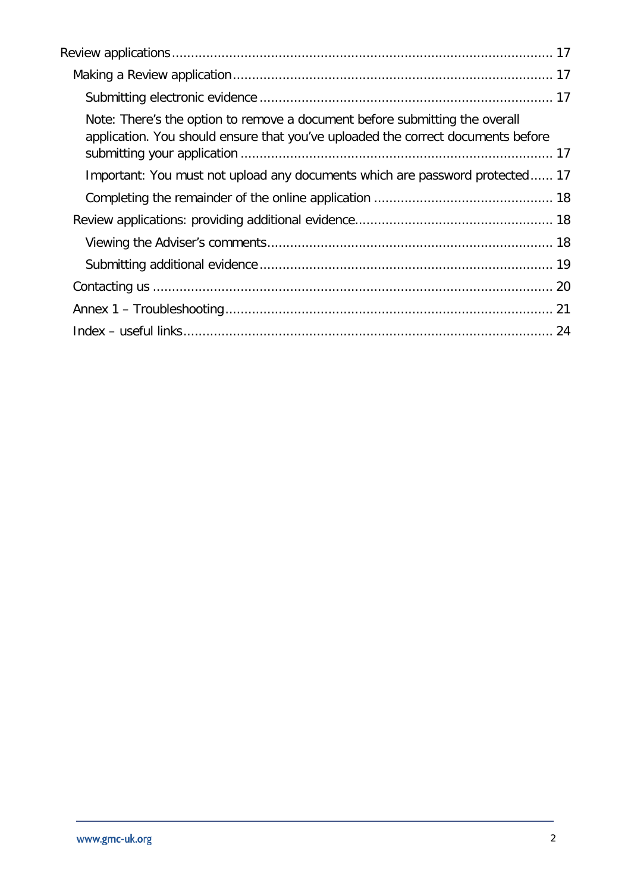- Review applications ... 17
  - Making a Review application ... 17
    - Submitting electronic evidence ... 17
    - Note: There's the option to remove a document before submitting the overall application. You should ensure that you've uploaded the correct documents before submitting your application ... 17
    - Important: You must not upload any documents which are password protected ... 17
    - Completing the remainder of the online application ... 18
  - Review applications: providing additional evidence ... 18
    - Viewing the Adviser's comments ... 18
    - Submitting additional evidence ... 19
  - Contacting us ... 20
  - Annex 1 – Troubleshooting ... 21
  - Index – useful links ... 24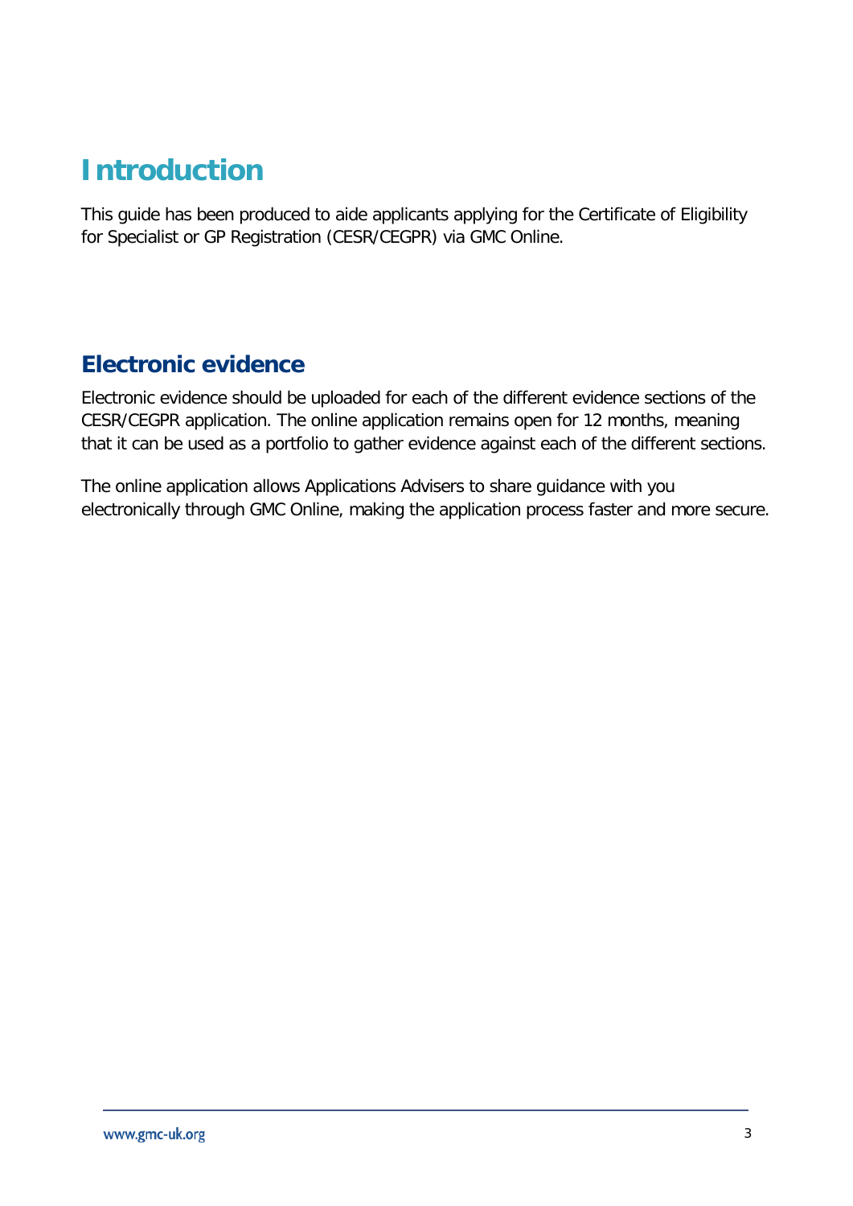# Introduction

This guide has been produced to aide applicants applying for the Certificate of Eligibility for Specialist or GP Registration (CESR/CEGPR) via GMC Online.

## Electronic evidence

Electronic evidence should be uploaded for each of the different evidence sections of the CESR/CEGPR application. The online application remains open for 12 months, meaning that it can be used as a portfolio to gather evidence against each of the different sections.

The online application allows Applications Advisers to share guidance with you electronically through GMC Online, making the application process faster and more secure.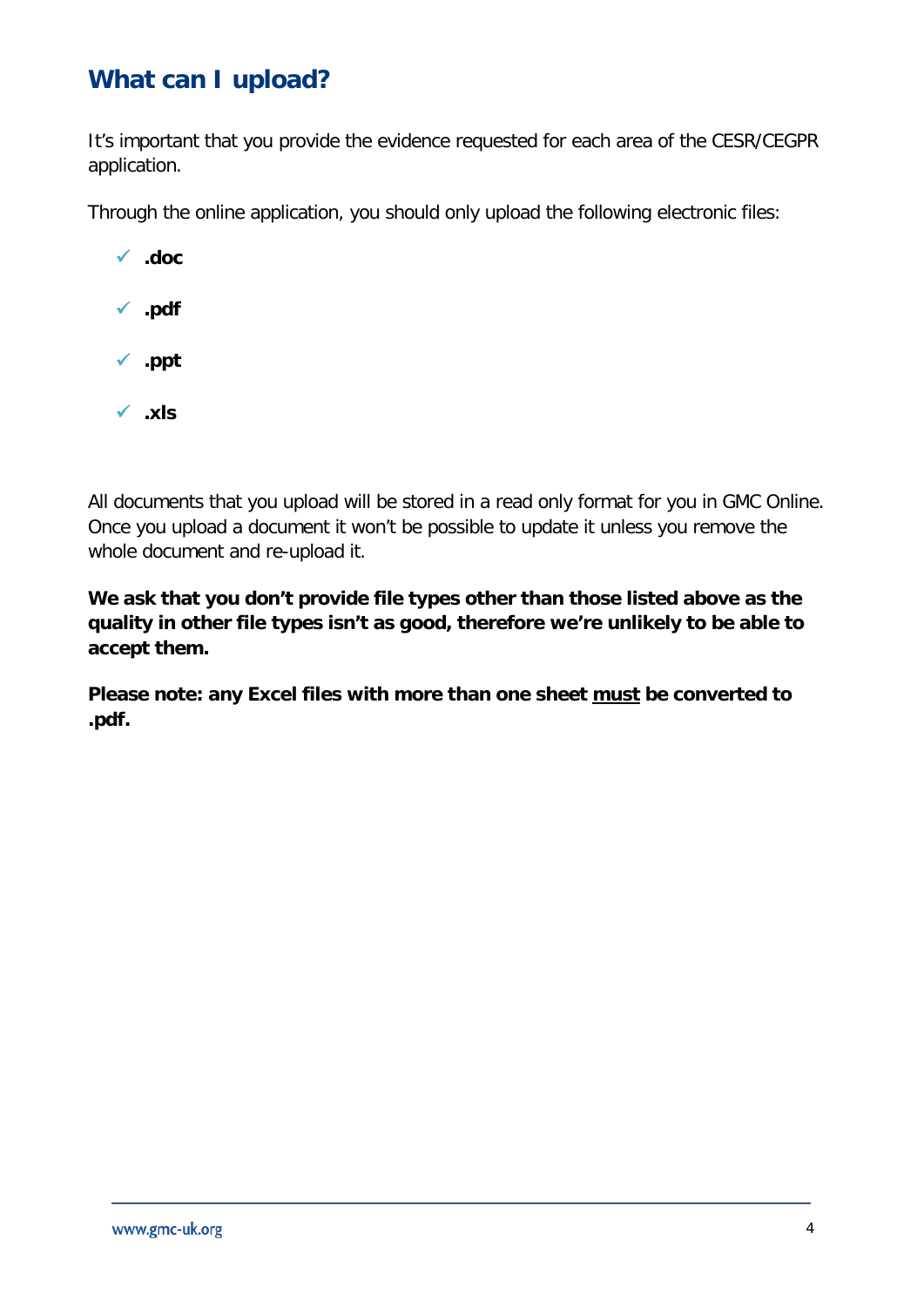## What can I upload?

It's important that you provide the evidence requested for each area of the CESR/CEGPR application.

Through the online application, you should only upload the following electronic files:

- ✓ **.doc**
- ✓ **.pdf**
- ✓ **.ppt**
- ✓ **.xls**

All documents that you upload will be stored in a read only format for you in GMC Online. Once you upload a document it won't be possible to update it unless you remove the whole document and re-upload it.

**We ask that you don't provide file types other than those listed above as the quality in other file types isn't as good, therefore we're unlikely to be able to accept them.**

**Please note: any Excel files with more than one sheet <u>must</u> be converted to .pdf.**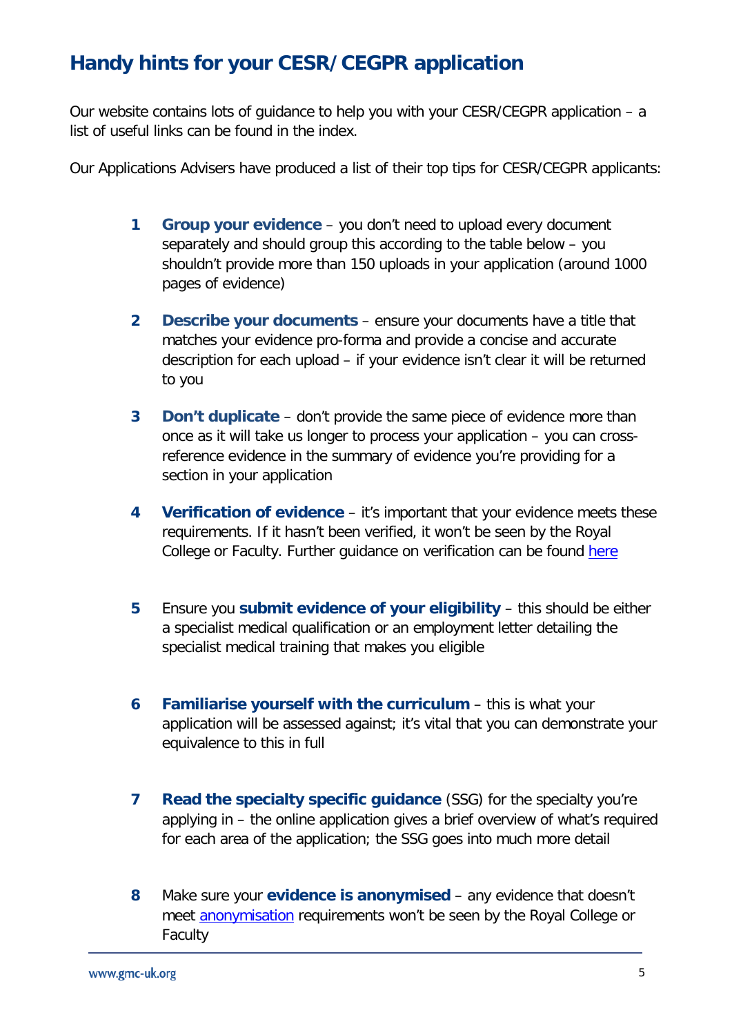## Handy hints for your CESR/CEGPR application

Our website contains lots of guidance to help you with your CESR/CEGPR application – a list of useful links can be found in the index.

Our Applications Advisers have produced a list of their top tips for CESR/CEGPR applicants:

1. **Group your evidence** – you don't need to upload every document separately and should group this according to the table below – you shouldn't provide more than 150 uploads in your application (around 1000 pages of evidence)

2. **Describe your documents** – ensure your documents have a title that matches your evidence pro-forma and provide a concise and accurate description for each upload – if your evidence isn't clear it will be returned to you

3. **Don't duplicate** – don't provide the same piece of evidence more than once as it will take us longer to process your application – you can cross-reference evidence in the summary of evidence you're providing for a section in your application

4. **Verification of evidence** – it's important that your evidence meets these requirements. If it hasn't been verified, it won't be seen by the Royal College or Faculty. Further guidance on verification can be found here

5. Ensure you **submit evidence of your eligibility** – this should be either a specialist medical qualification or an employment letter detailing the specialist medical training that makes you eligible

6. **Familiarise yourself with the curriculum** – this is what your application will be assessed against; it's vital that you can demonstrate your equivalence to this in full

7. **Read the specialty specific guidance** (SSG) for the specialty you're applying in – the online application gives a brief overview of what's required for each area of the application; the SSG goes into much more detail

8. Make sure your **evidence is anonymised** – any evidence that doesn't meet anonymisation requirements won't be seen by the Royal College or Faculty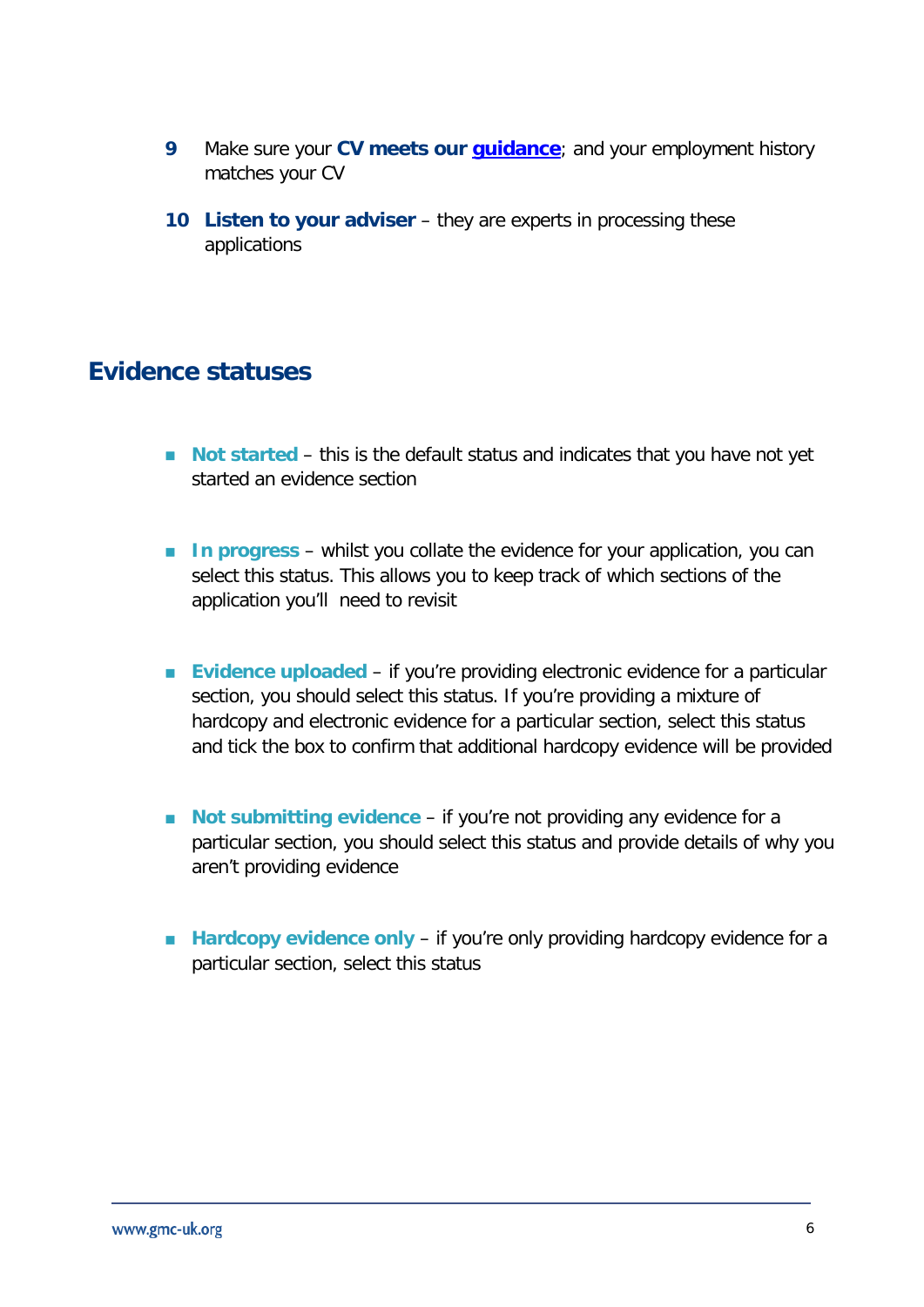9. Make sure your **CV meets our [guidance](guidance)**; and your employment history matches your CV

10. **Listen to your adviser** – they are experts in processing these applications

## Evidence statuses

- **Not started** – this is the default status and indicates that you have not yet started an evidence section

- **In progress** – whilst you collate the evidence for your application, you can select this status. This allows you to keep track of which sections of the application you'll need to revisit

- **Evidence uploaded** – if you're providing electronic evidence for a particular section, you should select this status. If you're providing a mixture of hardcopy and electronic evidence for a particular section, select this status and tick the box to confirm that additional hardcopy evidence will be provided

- **Not submitting evidence** – if you're not providing any evidence for a particular section, you should select this status and provide details of why you aren't providing evidence

- **Hardcopy evidence only** – if you're only providing hardcopy evidence for a particular section, select this status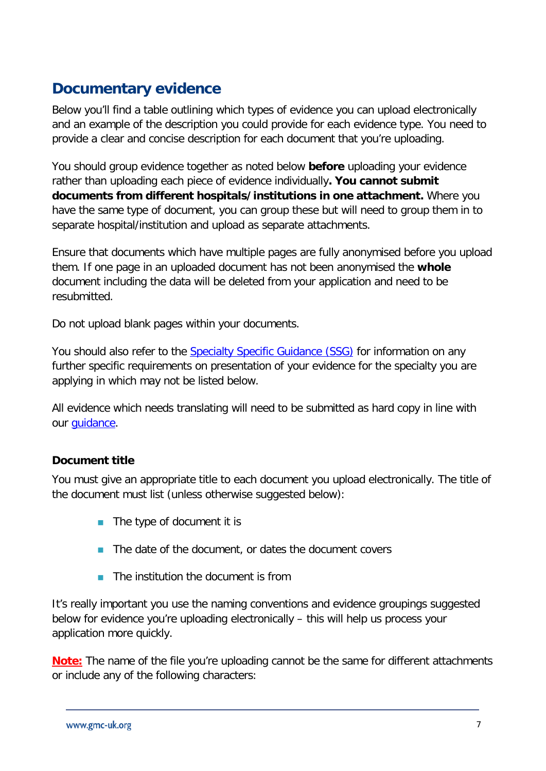## Documentary evidence

Below you'll find a table outlining which types of evidence you can upload electronically and an example of the description you could provide for each evidence type. You need to provide a clear and concise description for each document that you're uploading.

You should group evidence together as noted below **before** uploading your evidence rather than uploading each piece of evidence individually**. You cannot submit documents from different hospitals/institutions in one attachment.** Where you have the same type of document, you can group these but will need to group them in to separate hospital/institution and upload as separate attachments.

Ensure that documents which have multiple pages are fully anonymised before you upload them. If one page in an uploaded document has not been anonymised the **whole** document including the data will be deleted from your application and need to be resubmitted.

Do not upload blank pages within your documents.

You should also refer to the [Specialty Specific Guidance (SSG)]() for information on any further specific requirements on presentation of your evidence for the specialty you are applying in which may not be listed below.

All evidence which needs translating will need to be submitted as hard copy in line with our [guidance]().

**Document title**

You must give an appropriate title to each document you upload electronically. The title of the document must list (unless otherwise suggested below):

- The type of document it is
- The date of the document, or dates the document covers
- The institution the document is from

It's really important you use the naming conventions and evidence groupings suggested below for evidence you're uploading electronically – this will help us process your application more quickly.

**Note:** The name of the file you're uploading cannot be the same for different attachments or include any of the following characters: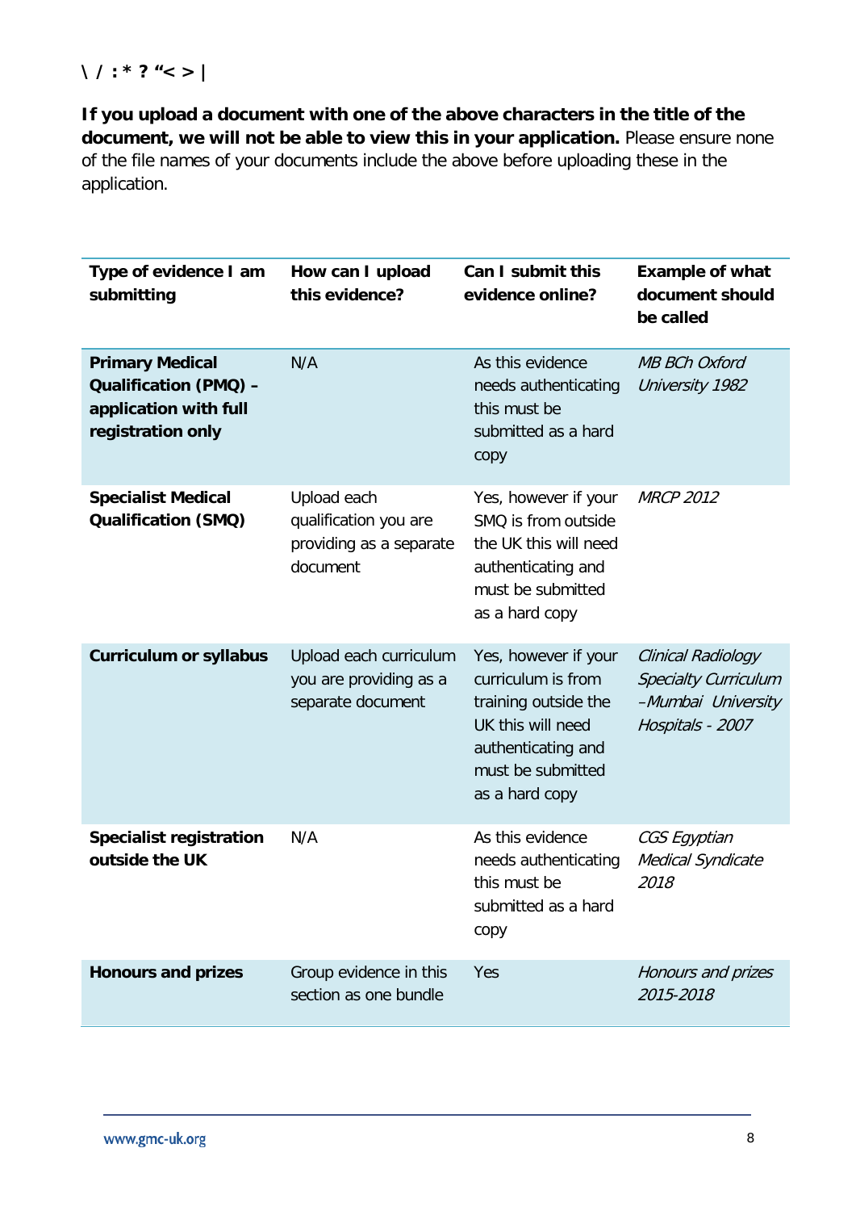**\ / : * ? "< > |**

**If you upload a document with one of the above characters in the title of the document, we will not be able to view this in your application.** Please ensure none of the file names of your documents include the above before uploading these in the application.

| Type of evidence I am submitting | How can I upload this evidence? | Can I submit this evidence online? | Example of what document should be called |
|---|---|---|---|
| **Primary Medical Qualification (PMQ) – application with full registration only** | N/A | As this evidence needs authenticating this must be submitted as a hard copy | *MB BCh Oxford University 1982* |
| **Specialist Medical Qualification (SMQ)** | Upload each qualification you are providing as a separate document | Yes, however if your SMQ is from outside the UK this will need authenticating and must be submitted as a hard copy | *MRCP 2012* |
| **Curriculum or syllabus** | Upload each curriculum you are providing as a separate document | Yes, however if your curriculum is from training outside the UK this will need authenticating and must be submitted as a hard copy | *Clinical Radiology Specialty Curriculum –Mumbai University Hospitals - 2007* |
| **Specialist registration outside the UK** | N/A | As this evidence needs authenticating this must be submitted as a hard copy | *CGS Egyptian Medical Syndicate 2018* |
| **Honours and prizes** | Group evidence in this section as one bundle | Yes | *Honours and prizes 2015-2018* |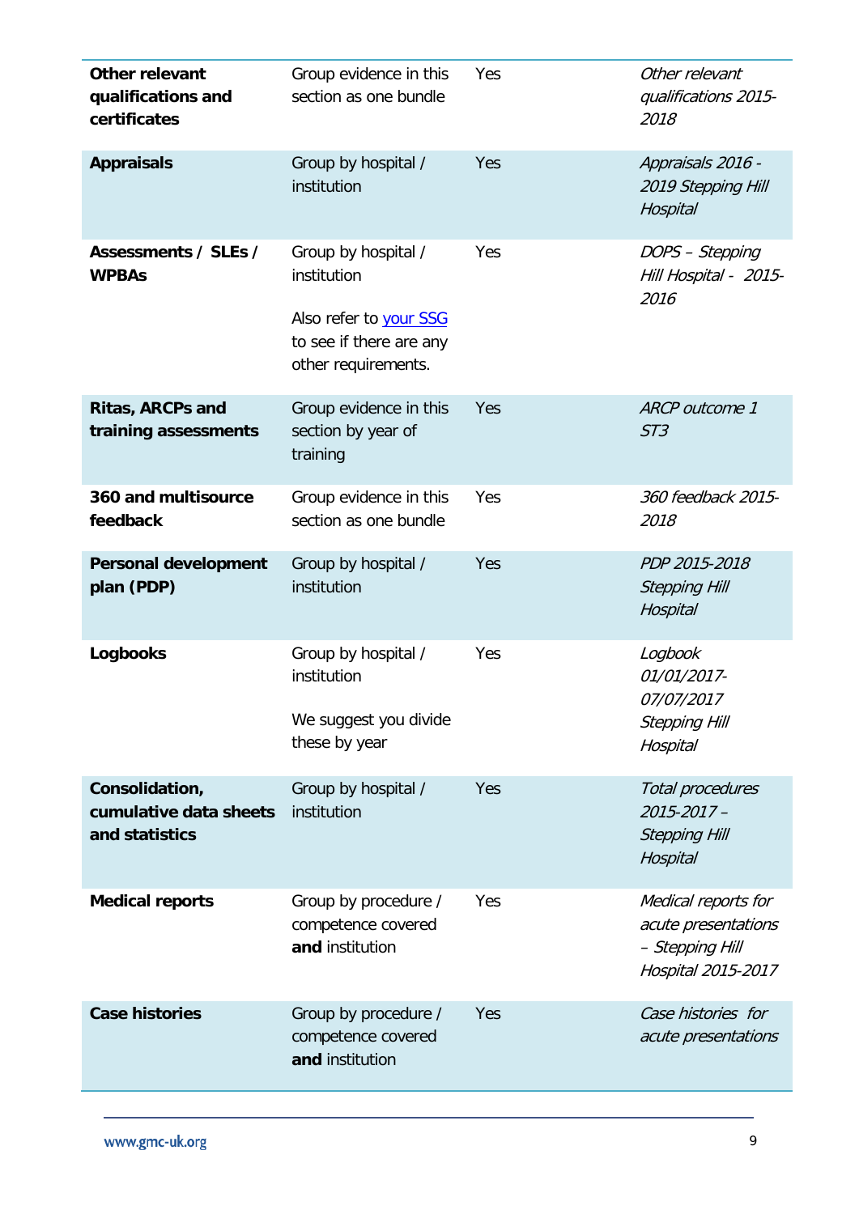| | | | |
|---|---|---|---|
| **Other relevant qualifications and certificates** | Group evidence in this section as one bundle | Yes | *Other relevant qualifications 2015-2018* |
| **Appraisals** | Group by hospital / institution | Yes | *Appraisals 2016 - 2019 Stepping Hill Hospital* |
| **Assessments / SLEs / WPBAs** | Group by hospital / institution<br><br>Also refer to [your SSG](your SSG) to see if there are any other requirements. | Yes | *DOPS – Stepping Hill Hospital - 2015-2016* |
| **Ritas, ARCPs and training assessments** | Group evidence in this section by year of training | Yes | *ARCP outcome 1 ST3* |
| **360 and multisource feedback** | Group evidence in this section as one bundle | Yes | *360 feedback 2015-2018* |
| **Personal development plan (PDP)** | Group by hospital / institution | Yes | *PDP 2015-2018 Stepping Hill Hospital* |
| **Logbooks** | Group by hospital / institution<br><br>We suggest you divide these by year | Yes | *Logbook 01/01/2017-07/07/2017 Stepping Hill Hospital* |
| **Consolidation, cumulative data sheets and statistics** | Group by hospital / institution | Yes | *Total procedures 2015-2017 – Stepping Hill Hospital* |
| **Medical reports** | Group by procedure / competence covered **and** institution | Yes | *Medical reports for acute presentations – Stepping Hill Hospital 2015-2017* |
| **Case histories** | Group by procedure / competence covered **and** institution | Yes | *Case histories for acute presentations* |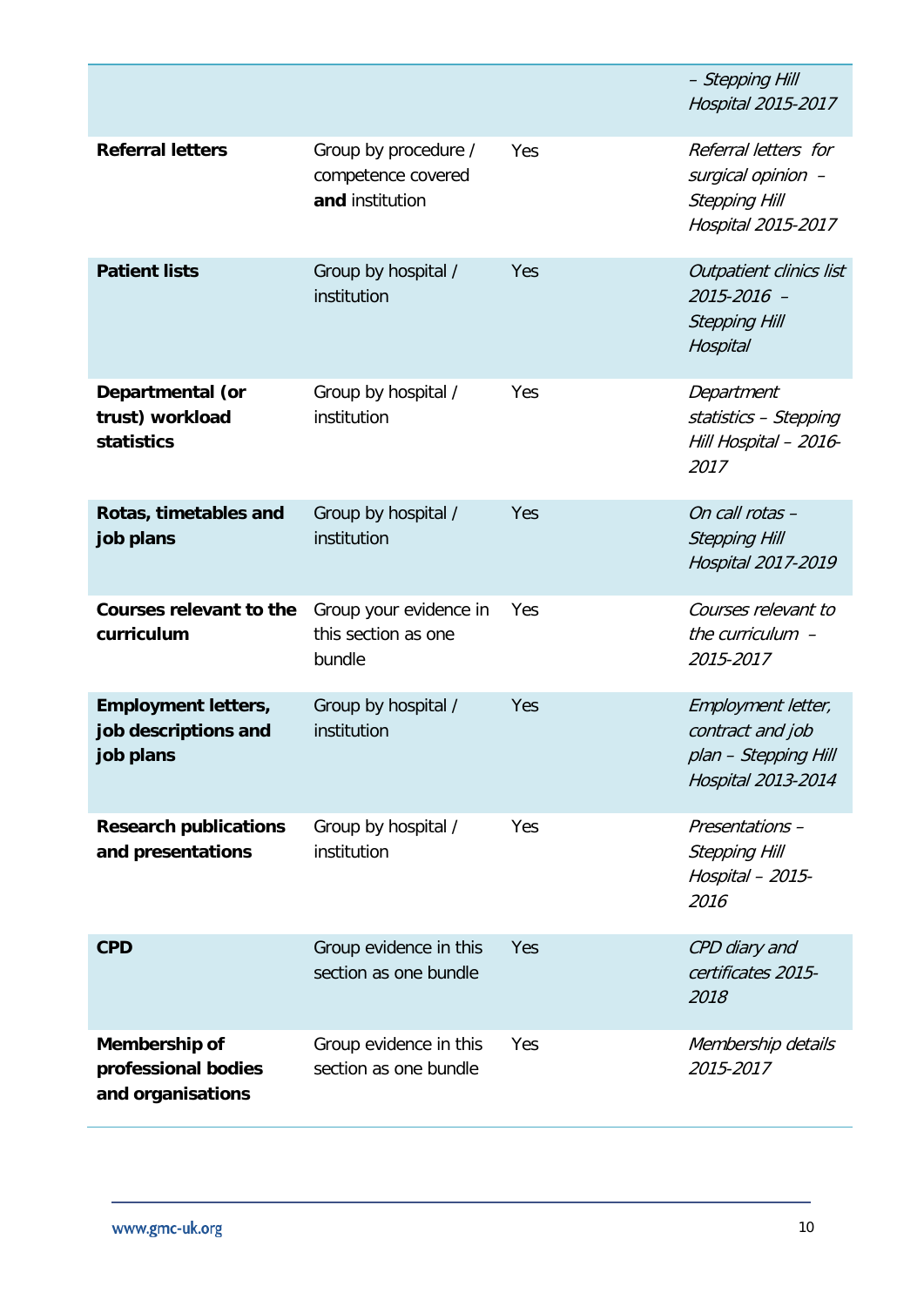| | | | |
|---|---|---|---|
| | | | *– Stepping Hill Hospital 2015-2017* |
| **Referral letters** | Group by procedure / competence covered **and** institution | Yes | *Referral letters for surgical opinion – Stepping Hill Hospital 2015-2017* |
| **Patient lists** | Group by hospital / institution | Yes | *Outpatient clinics list 2015-2016 – Stepping Hill Hospital* |
| **Departmental (or trust) workload statistics** | Group by hospital / institution | Yes | *Department statistics – Stepping Hill Hospital – 2016-2017* |
| **Rotas, timetables and job plans** | Group by hospital / institution | Yes | *On call rotas – Stepping Hill Hospital 2017-2019* |
| **Courses relevant to the curriculum** | Group your evidence in this section as one bundle | Yes | *Courses relevant to the curriculum – 2015-2017* |
| **Employment letters, job descriptions and job plans** | Group by hospital / institution | Yes | *Employment letter, contract and job plan – Stepping Hill Hospital 2013-2014* |
| **Research publications and presentations** | Group by hospital / institution | Yes | *Presentations – Stepping Hill Hospital – 2015-2016* |
| **CPD** | Group evidence in this section as one bundle | Yes | *CPD diary and certificates 2015-2018* |
| **Membership of professional bodies and organisations** | Group evidence in this section as one bundle | Yes | *Membership details 2015-2017* |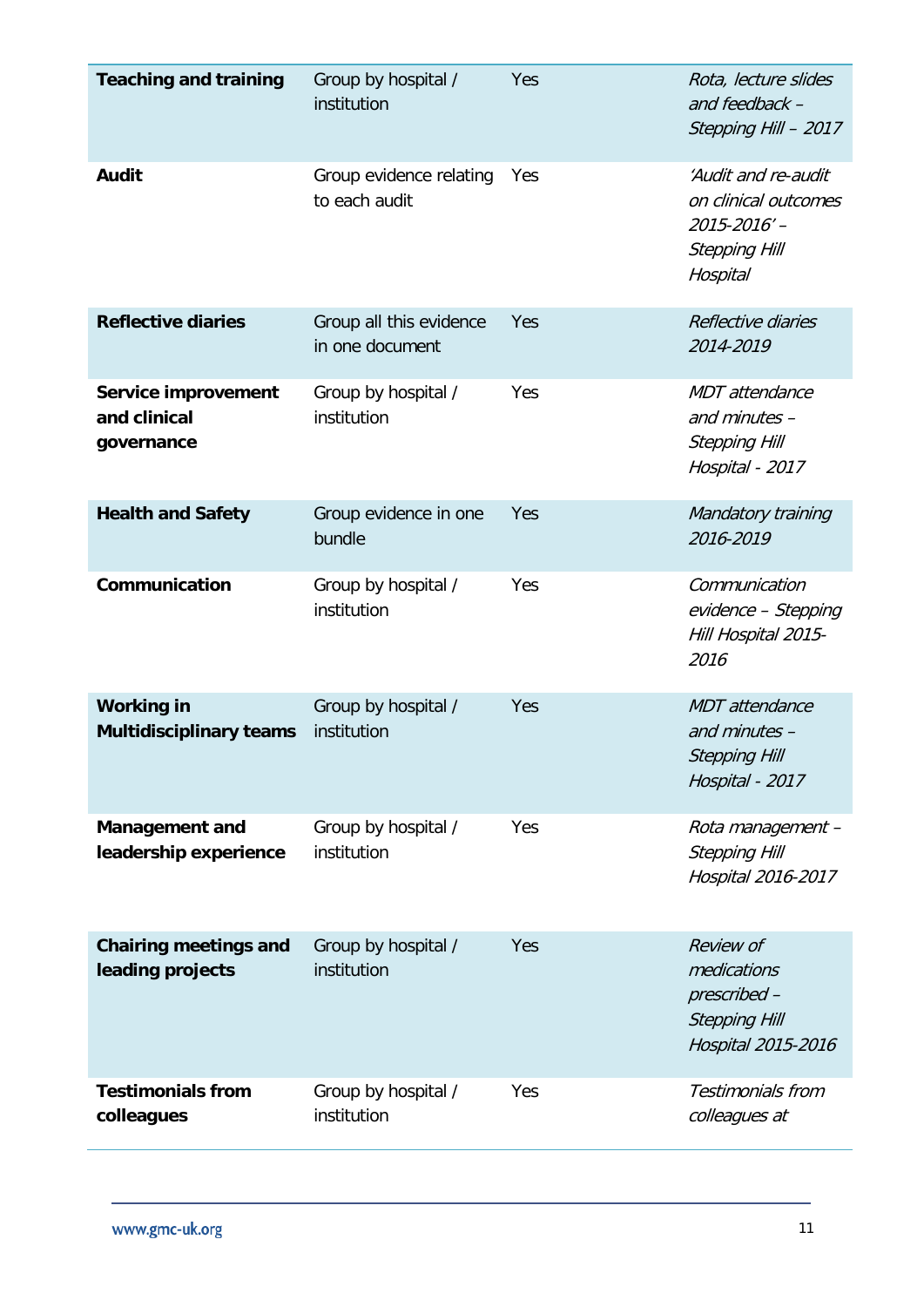| | | | |
|---|---|---|---|
| **Teaching and training** | Group by hospital / institution | Yes | *Rota, lecture slides and feedback – Stepping Hill – 2017* |
| **Audit** | Group evidence relating to each audit | Yes | *'Audit and re-audit on clinical outcomes 2015-2016' – Stepping Hill Hospital* |
| **Reflective diaries** | Group all this evidence in one document | Yes | *Reflective diaries 2014-2019* |
| **Service improvement and clinical governance** | Group by hospital / institution | Yes | *MDT attendance and minutes – Stepping Hill Hospital - 2017* |
| **Health and Safety** | Group evidence in one bundle | Yes | *Mandatory training 2016-2019* |
| **Communication** | Group by hospital / institution | Yes | *Communication evidence – Stepping Hill Hospital 2015-2016* |
| **Working in Multidisciplinary teams** | Group by hospital / institution | Yes | *MDT attendance and minutes – Stepping Hill Hospital - 2017* |
| **Management and leadership experience** | Group by hospital / institution | Yes | *Rota management – Stepping Hill Hospital 2016-2017* |
| **Chairing meetings and leading projects** | Group by hospital / institution | Yes | *Review of medications prescribed – Stepping Hill Hospital 2015-2016* |
| **Testimonials from colleagues** | Group by hospital / institution | Yes | *Testimonials from colleagues at* |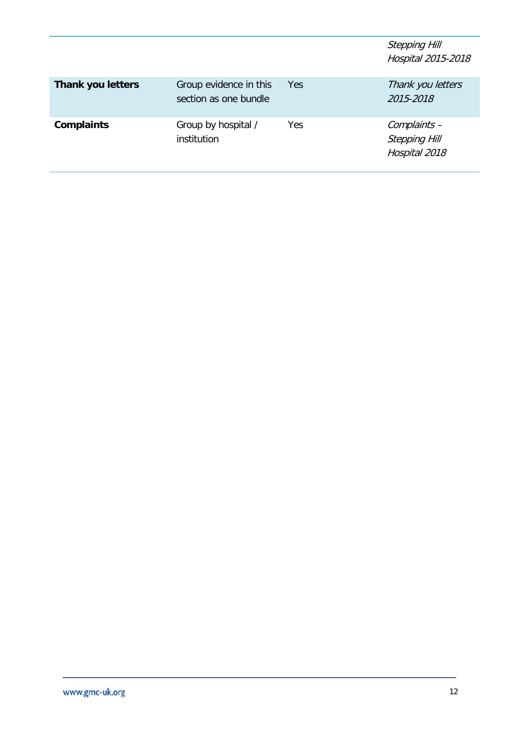| | | | |
|---|---|---|---|
| | | | *Stepping Hill Hospital 2015-2018* |
| **Thank you letters** | Group evidence in this section as one bundle | Yes | *Thank you letters 2015-2018* |
| **Complaints** | Group by hospital / institution | Yes | *Complaints – Stepping Hill Hospital 2018* |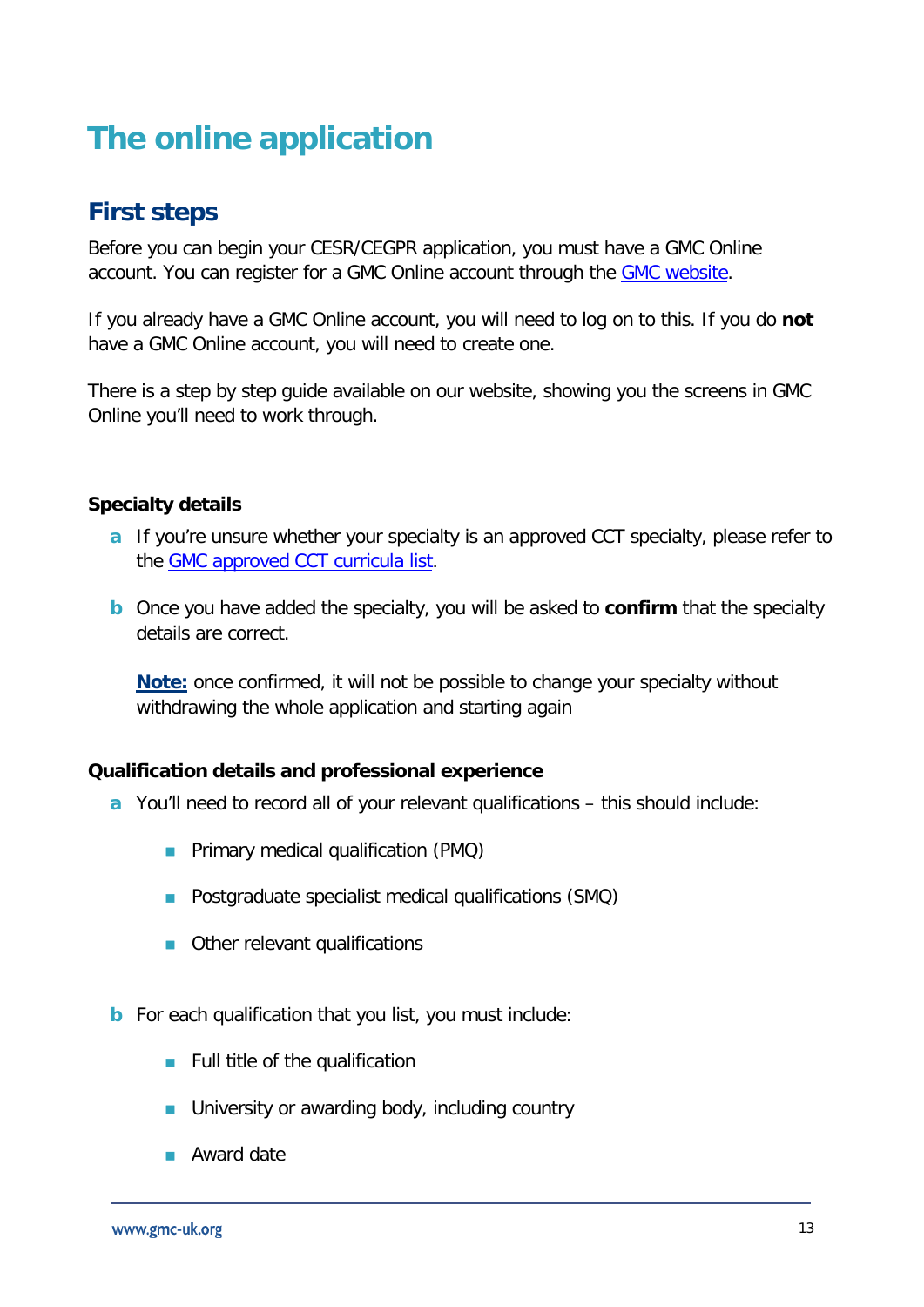# The online application

## First steps

Before you can begin your CESR/CEGPR application, you must have a GMC Online account. You can register for a GMC Online account through the [GMC website](GMC website).

If you already have a GMC Online account, you will need to log on to this. If you do **not** have a GMC Online account, you will need to create one.

There is a step by step guide available on our website, showing you the screens in GMC Online you'll need to work through.

**Specialty details**

**a** If you're unsure whether your specialty is an approved CCT specialty, please refer to the GMC approved CCT curricula list.

**b** Once you have added the specialty, you will be asked to **confirm** that the specialty details are correct.

**Note:** once confirmed, it will not be possible to change your specialty without withdrawing the whole application and starting again

**Qualification details and professional experience**

**a** You'll need to record all of your relevant qualifications – this should include:

- Primary medical qualification (PMQ)
- Postgraduate specialist medical qualifications (SMQ)
- Other relevant qualifications

**b** For each qualification that you list, you must include:

- Full title of the qualification
- University or awarding body, including country
- Award date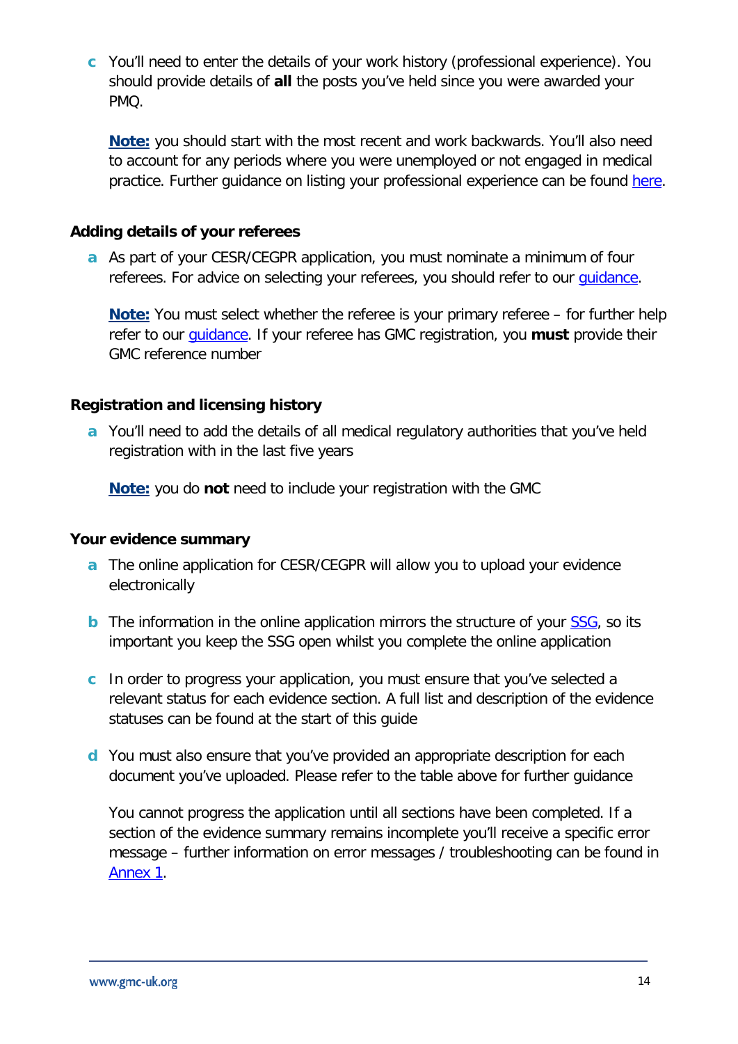**c** You'll need to enter the details of your work history (professional experience). You should provide details of **all** the posts you've held since you were awarded your PMQ.

**Note:** you should start with the most recent and work backwards. You'll also need to account for any periods where you were unemployed or not engaged in medical practice. Further guidance on listing your professional experience can be found here.

### Adding details of your referees

**a** As part of your CESR/CEGPR application, you must nominate a minimum of four referees. For advice on selecting your referees, you should refer to our guidance.

**Note:** You must select whether the referee is your primary referee – for further help refer to our guidance. If your referee has GMC registration, you **must** provide their GMC reference number

### Registration and licensing history

**a** You'll need to add the details of all medical regulatory authorities that you've held registration with in the last five years

**Note:** you do **not** need to include your registration with the GMC

### Your evidence summary

**a** The online application for CESR/CEGPR will allow you to upload your evidence electronically

**b** The information in the online application mirrors the structure of your SSG, so its important you keep the SSG open whilst you complete the online application

**c** In order to progress your application, you must ensure that you've selected a relevant status for each evidence section. A full list and description of the evidence statuses can be found at the start of this guide

**d** You must also ensure that you've provided an appropriate description for each document you've uploaded. Please refer to the table above for further guidance

You cannot progress the application until all sections have been completed. If a section of the evidence summary remains incomplete you'll receive a specific error message – further information on error messages / troubleshooting can be found in Annex 1.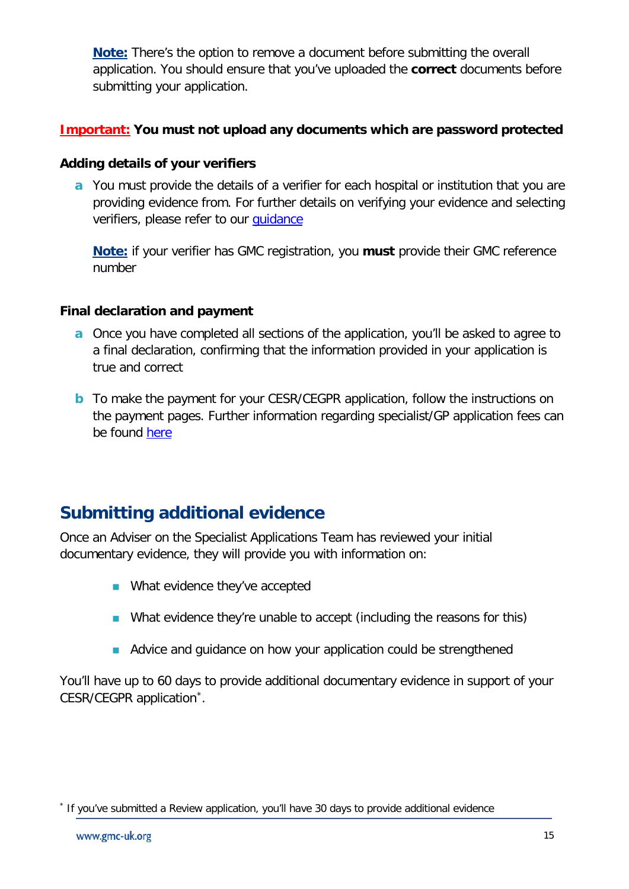**Note:** There's the option to remove a document before submitting the overall application. You should ensure that you've uploaded the **correct** documents before submitting your application.

**Important: You must not upload any documents which are password protected**

**Adding details of your verifiers**

a You must provide the details of a verifier for each hospital or institution that you are providing evidence from. For further details on verifying your evidence and selecting verifiers, please refer to our guidance

**Note:** if your verifier has GMC registration, you **must** provide their GMC reference number

**Final declaration and payment**

a Once you have completed all sections of the application, you'll be asked to agree to a final declaration, confirming that the information provided in your application is true and correct

b To make the payment for your CESR/CEGPR application, follow the instructions on the payment pages. Further information regarding specialist/GP application fees can be found here

## Submitting additional evidence

Once an Adviser on the Specialist Applications Team has reviewed your initial documentary evidence, they will provide you with information on:

- What evidence they've accepted
- What evidence they're unable to accept (including the reasons for this)
- Advice and guidance on how your application could be strengthened

You'll have up to 60 days to provide additional documentary evidence in support of your CESR/CEGPR application[*].

[*] If you've submitted a Review application, you'll have 30 days to provide additional evidence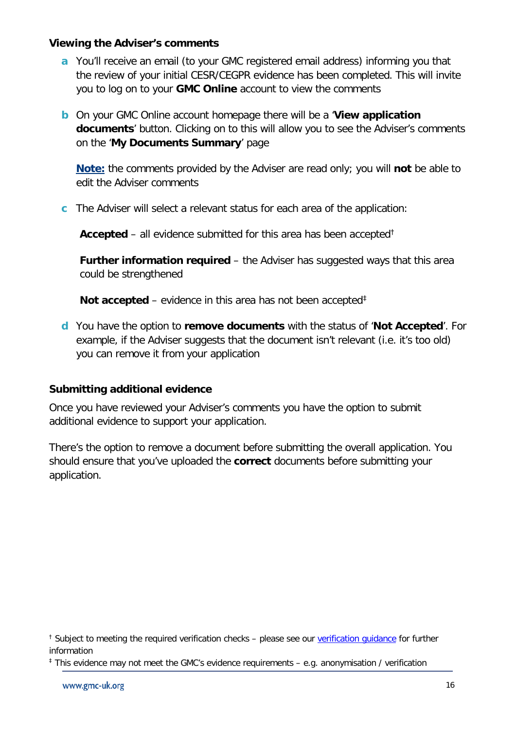### Viewing the Adviser's comments

**a** You'll receive an email (to your GMC registered email address) informing you that the review of your initial CESR/CEGPR evidence has been completed. This will invite you to log on to your **GMC Online** account to view the comments

**b** On your GMC Online account homepage there will be a '**View application documents**' button. Clicking on to this will allow you to see the Adviser's comments on the '**My Documents Summary**' page

**Note:** the comments provided by the Adviser are read only; you will **not** be able to edit the Adviser comments

**c** The Adviser will select a relevant status for each area of the application:

**Accepted** – all evidence submitted for this area has been accepted[†]

**Further information required** – the Adviser has suggested ways that this area could be strengthened

**Not accepted** – evidence in this area has not been accepted[‡]

**d** You have the option to **remove documents** with the status of '**Not Accepted**'. For example, if the Adviser suggests that the document isn't relevant (i.e. it's too old) you can remove it from your application

### Submitting additional evidence

Once you have reviewed your Adviser's comments you have the option to submit additional evidence to support your application.

There's the option to remove a document before submitting the overall application. You should ensure that you've uploaded the **correct** documents before submitting your application.

[†] Subject to meeting the required verification checks – please see our verification guidance for further information

[‡] This evidence may not meet the GMC's evidence requirements – e.g. anonymisation / verification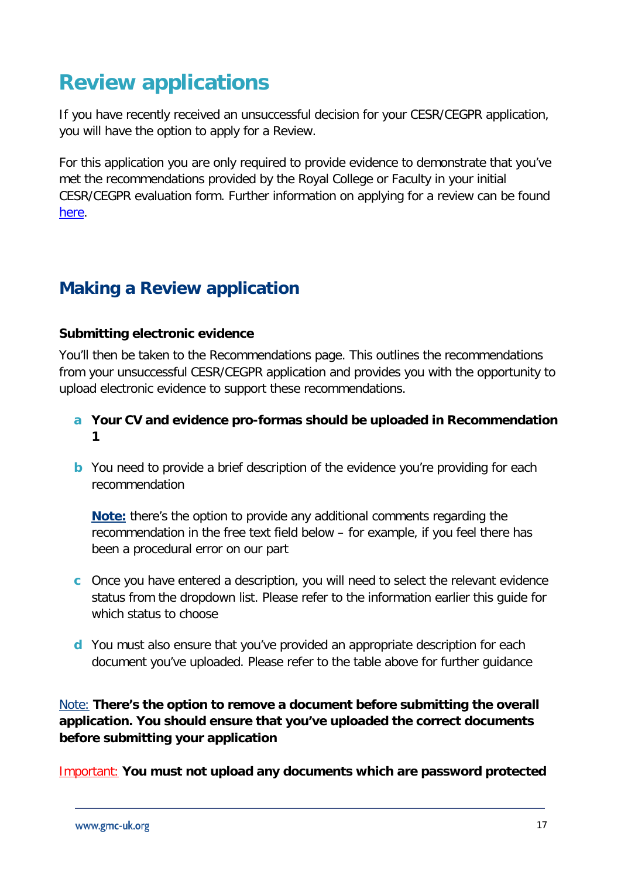# Review applications

If you have recently received an unsuccessful decision for your CESR/CEGPR application, you will have the option to apply for a Review.

For this application you are only required to provide evidence to demonstrate that you've met the recommendations provided by the Royal College or Faculty in your initial CESR/CEGPR evaluation form. Further information on applying for a review can be found here.

## Making a Review application

**Submitting electronic evidence**

You'll then be taken to the Recommendations page. This outlines the recommendations from your unsuccessful CESR/CEGPR application and provides you with the opportunity to upload electronic evidence to support these recommendations.

a. **Your CV and evidence pro-formas should be uploaded in Recommendation 1**

b. You need to provide a brief description of the evidence you're providing for each recommendation

   **Note:** there's the option to provide any additional comments regarding the recommendation in the free text field below – for example, if you feel there has been a procedural error on our part

c. Once you have entered a description, you will need to select the relevant evidence status from the dropdown list. Please refer to the information earlier this guide for which status to choose

d. You must also ensure that you've provided an appropriate description for each document you've uploaded. Please refer to the table above for further guidance

Note: **There's the option to remove a document before submitting the overall application. You should ensure that you've uploaded the correct documents before submitting your application**

Important: **You must not upload any documents which are password protected**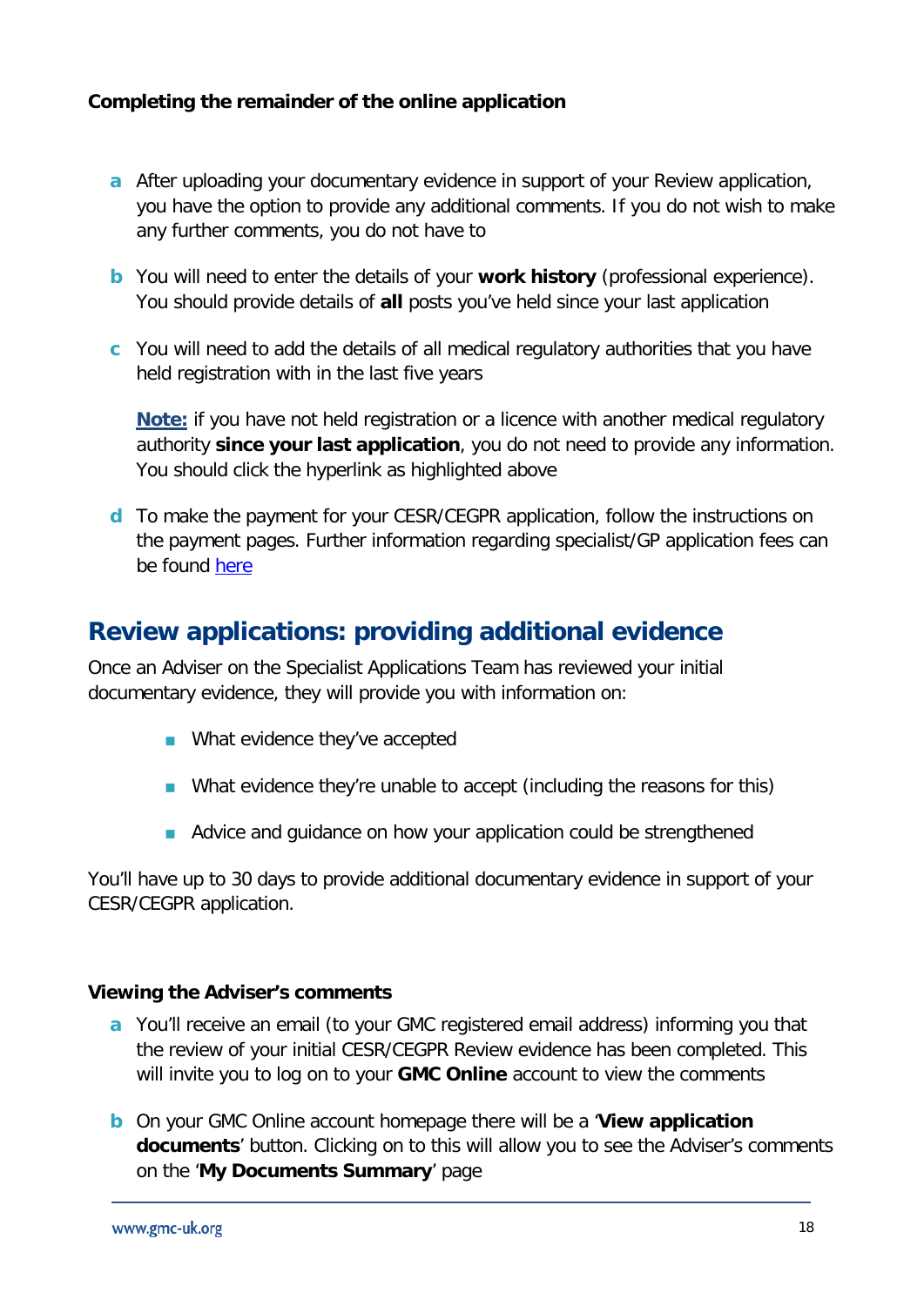**Completing the remainder of the online application**

- **a** After uploading your documentary evidence in support of your Review application, you have the option to provide any additional comments. If you do not wish to make any further comments, you do not have to

- **b** You will need to enter the details of your **work history** (professional experience). You should provide details of **all** posts you've held since your last application

- **c** You will need to add the details of all medical regulatory authorities that you have held registration with in the last five years

  **Note:** if you have not held registration or a licence with another medical regulatory authority **since your last application**, you do not need to provide any information. You should click the hyperlink as highlighted above

- **d** To make the payment for your CESR/CEGPR application, follow the instructions on the payment pages. Further information regarding specialist/GP application fees can be found here

## Review applications: providing additional evidence

Once an Adviser on the Specialist Applications Team has reviewed your initial documentary evidence, they will provide you with information on:

- What evidence they've accepted
- What evidence they're unable to accept (including the reasons for this)
- Advice and guidance on how your application could be strengthened

You'll have up to 30 days to provide additional documentary evidence in support of your CESR/CEGPR application.

**Viewing the Adviser's comments**

- **a** You'll receive an email (to your GMC registered email address) informing you that the review of your initial CESR/CEGPR Review evidence has been completed. This will invite you to log on to your **GMC Online** account to view the comments

- **b** On your GMC Online account homepage there will be a '**View application documents**' button. Clicking on to this will allow you to see the Adviser's comments on the '**My Documents Summary**' page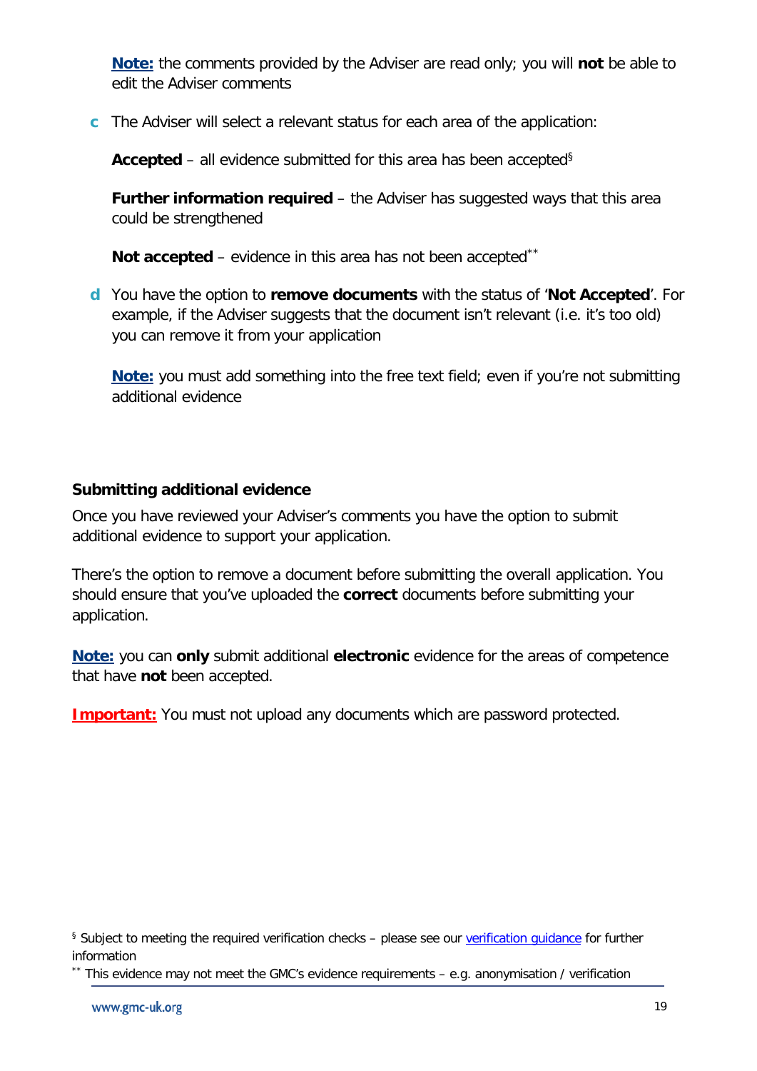**Note:** the comments provided by the Adviser are read only; you will **not** be able to edit the Adviser comments

**c** The Adviser will select a relevant status for each area of the application:

**Accepted** – all evidence submitted for this area has been accepted[§]

**Further information required** – the Adviser has suggested ways that this area could be strengthened

**Not accepted** – evidence in this area has not been accepted[**]

**d** You have the option to **remove documents** with the status of '**Not Accepted**'. For example, if the Adviser suggests that the document isn't relevant (i.e. it's too old) you can remove it from your application

**Note:** you must add something into the free text field; even if you're not submitting additional evidence

### Submitting additional evidence

Once you have reviewed your Adviser's comments you have the option to submit additional evidence to support your application.

There's the option to remove a document before submitting the overall application. You should ensure that you've uploaded the **correct** documents before submitting your application.

**Note:** you can **only** submit additional **electronic** evidence for the areas of competence that have **not** been accepted.

**Important:** You must not upload any documents which are password protected.

---

[§] Subject to meeting the required verification checks – please see our verification guidance for further information

[**] This evidence may not meet the GMC's evidence requirements – e.g. anonymisation / verification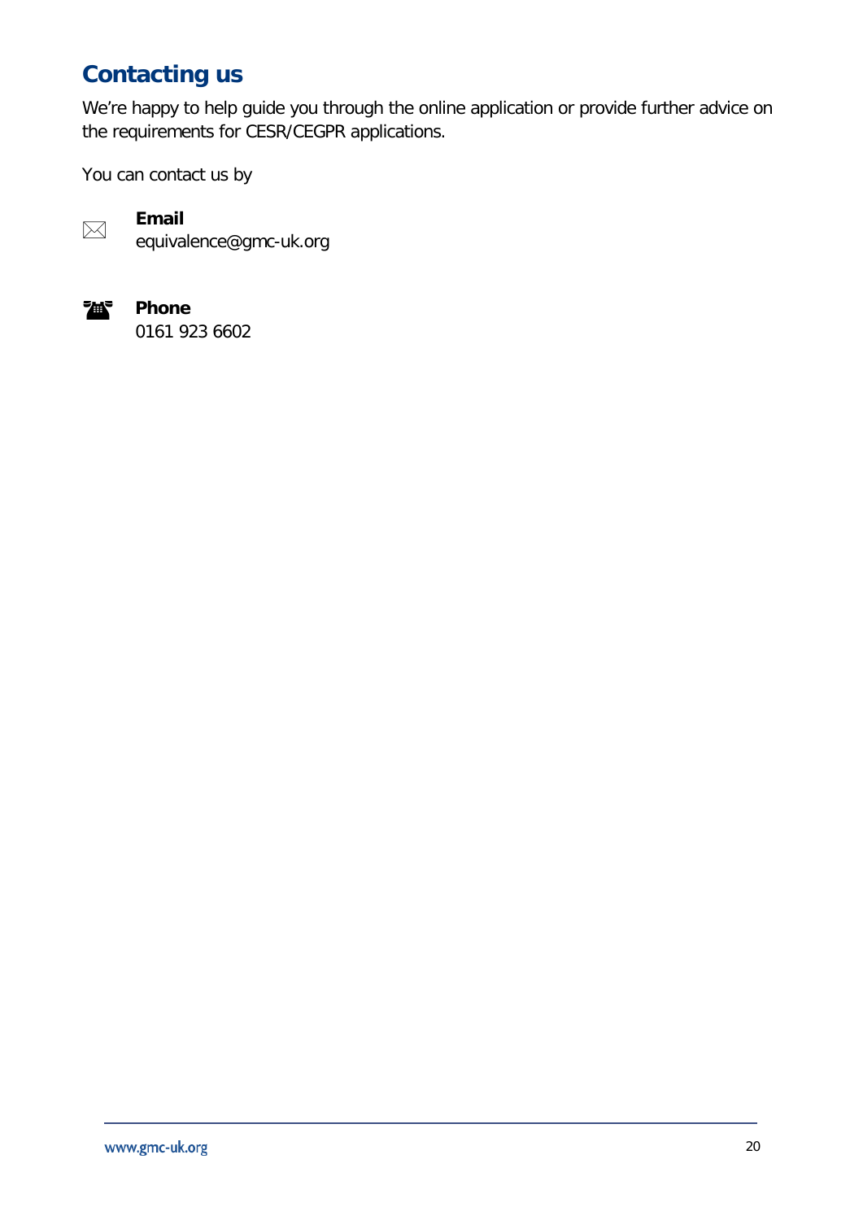## Contacting us

We're happy to help guide you through the online application or provide further advice on the requirements for CESR/CEGPR applications.

You can contact us by

**Email**
equivalence@gmc-uk.org

**Phone**
0161 923 6602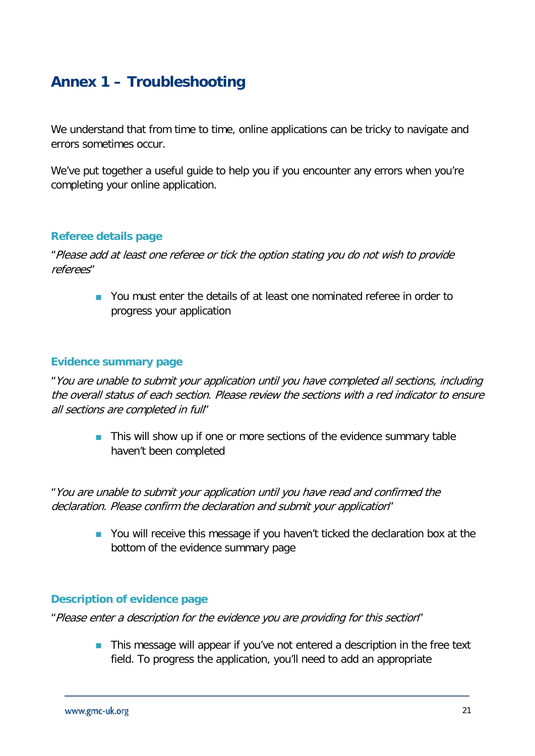# Annex 1 – Troubleshooting

We understand that from time to time, online applications can be tricky to navigate and errors sometimes occur.

We've put together a useful guide to help you if you encounter any errors when you're completing your online application.

### Referee details page

"*Please add at least one referee or tick the option stating you do not wish to provide referees*"

- You must enter the details of at least one nominated referee in order to progress your application

### Evidence summary page

"*You are unable to submit your application until you have completed all sections, including the overall status of each section. Please review the sections with a red indicator to ensure all sections are completed in full*"

- This will show up if one or more sections of the evidence summary table haven't been completed

"*You are unable to submit your application until you have read and confirmed the declaration. Please confirm the declaration and submit your application*"

- You will receive this message if you haven't ticked the declaration box at the bottom of the evidence summary page

### Description of evidence page

"*Please enter a description for the evidence you are providing for this section*"

- This message will appear if you've not entered a description in the free text field. To progress the application, you'll need to add an appropriate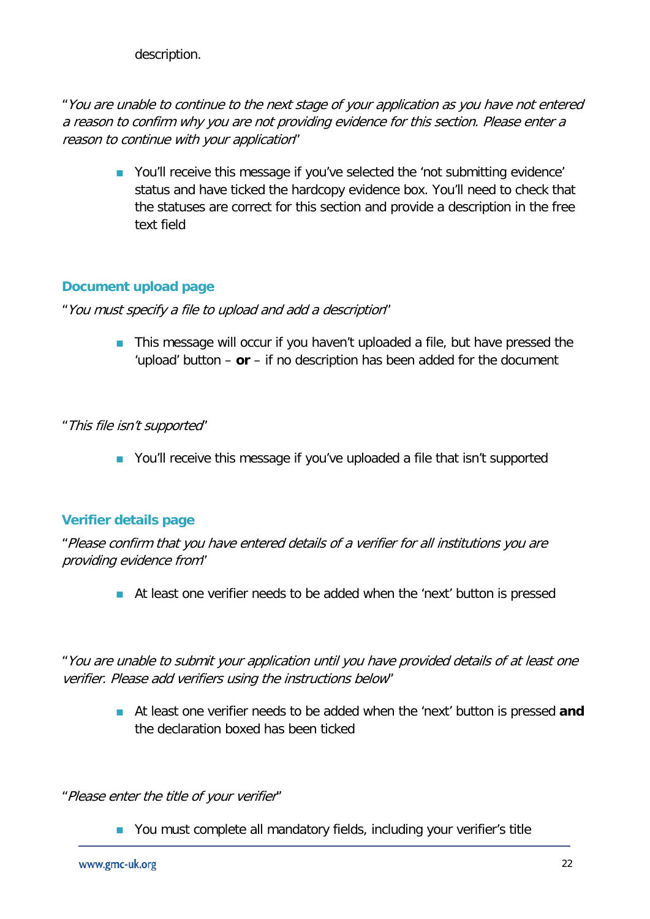description.

"*You are unable to continue to the next stage of your application as you have not entered a reason to confirm why you are not providing evidence for this section. Please enter a reason to continue with your application*"

- You'll receive this message if you've selected the 'not submitting evidence' status and have ticked the hardcopy evidence box. You'll need to check that the statuses are correct for this section and provide a description in the free text field

## Document upload page

"*You must specify a file to upload and add a description*"

- This message will occur if you haven't uploaded a file, but have pressed the 'upload' button – **or** – if no description has been added for the document

"*This file isn't supported*"

- You'll receive this message if you've uploaded a file that isn't supported

## Verifier details page

"*Please confirm that you have entered details of a verifier for all institutions you are providing evidence from*"

- At least one verifier needs to be added when the 'next' button is pressed

"*You are unable to submit your application until you have provided details of at least one verifier. Please add verifiers using the instructions below*"

- At least one verifier needs to be added when the 'next' button is pressed **and** the declaration boxed has been ticked

"*Please enter the title of your verifier*"

- You must complete all mandatory fields, including your verifier's title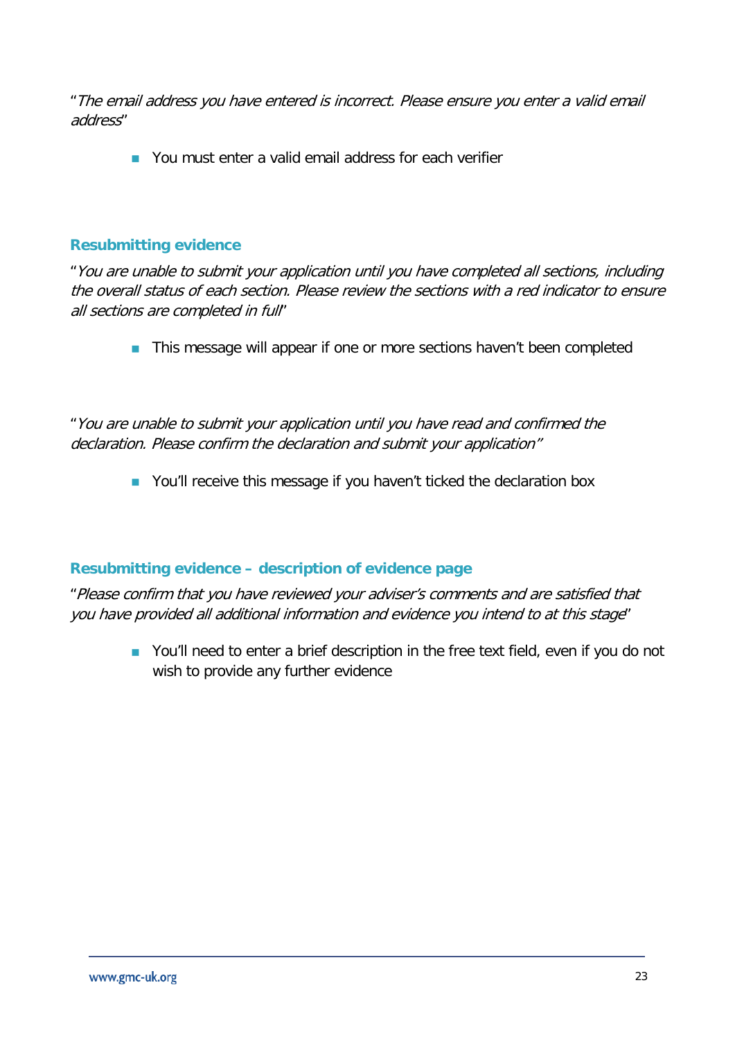"*The email address you have entered is incorrect. Please ensure you enter a valid email address*"

- You must enter a valid email address for each verifier

## Resubmitting evidence

"*You are unable to submit your application until you have completed all sections, including the overall status of each section. Please review the sections with a red indicator to ensure all sections are completed in full*"

- This message will appear if one or more sections haven't been completed

"*You are unable to submit your application until you have read and confirmed the declaration. Please confirm the declaration and submit your application"*

- You'll receive this message if you haven't ticked the declaration box

## Resubmitting evidence – description of evidence page

"*Please confirm that you have reviewed your adviser's comments and are satisfied that you have provided all additional information and evidence you intend to at this stage*"

- You'll need to enter a brief description in the free text field, even if you do not wish to provide any further evidence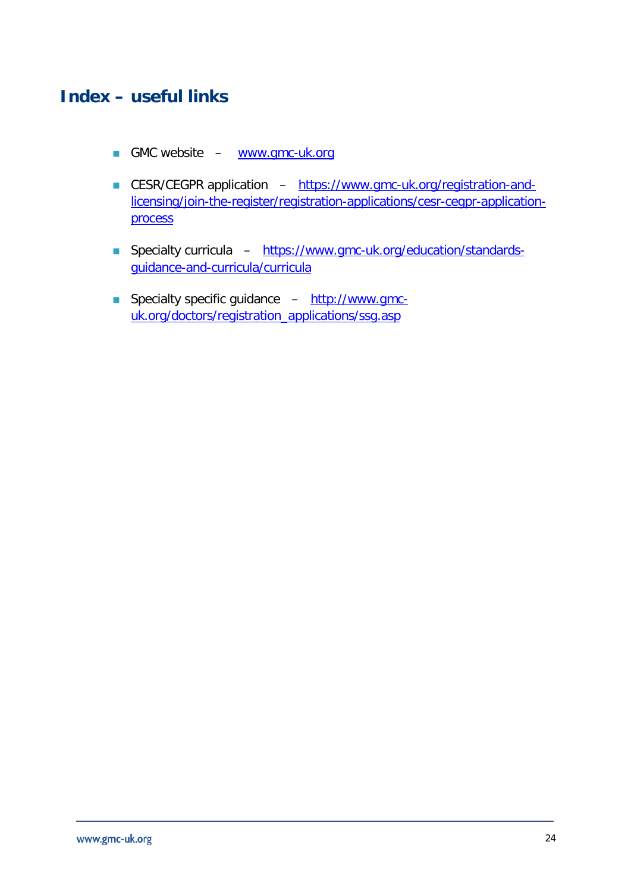# Index – useful links

- GMC website – www.gmc-uk.org
- CESR/CEGPR application – https://www.gmc-uk.org/registration-and-licensing/join-the-register/registration-applications/cesr-cegpr-application-process
- Specialty curricula – https://www.gmc-uk.org/education/standards-guidance-and-curricula/curricula
- Specialty specific guidance – http://www.gmc-uk.org/doctors/registration_applications/ssg.asp